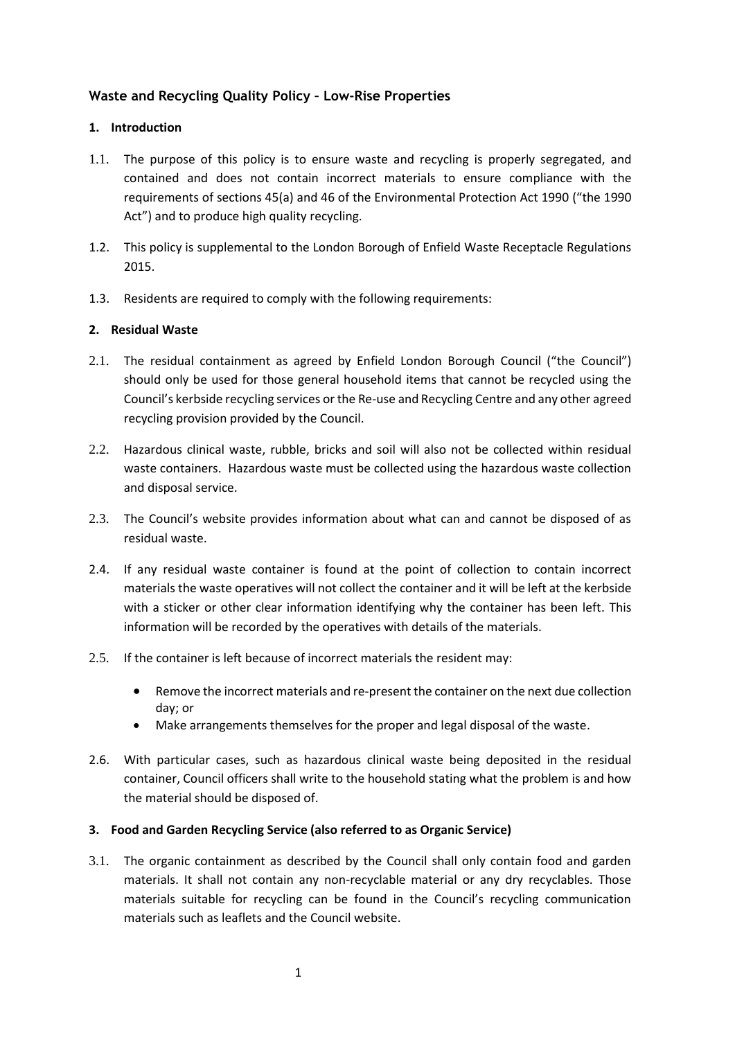# Waste and Recycling Quality Policy – Low-Rise Properties

## 1. Introduction

1.1. The purpose of this policy is to ensure waste and recycling is properly segregated, and contained and does not contain incorrect materials to ensure compliance with the requirements of sections 45(a) and 46 of the Environmental Protection Act 1990 ("the 1990 Act") and to produce high quality recycling.

1.2. This policy is supplemental to the London Borough of Enfield Waste Receptacle Regulations 2015.

1.3. Residents are required to comply with the following requirements:

## 2. Residual Waste

2.1. The residual containment as agreed by Enfield London Borough Council ("the Council") should only be used for those general household items that cannot be recycled using the Council's kerbside recycling services or the Re-use and Recycling Centre and any other agreed recycling provision provided by the Council.

2.2. Hazardous clinical waste, rubble, bricks and soil will also not be collected within residual waste containers. Hazardous waste must be collected using the hazardous waste collection and disposal service.

2.3. The Council's website provides information about what can and cannot be disposed of as residual waste.

2.4. If any residual waste container is found at the point of collection to contain incorrect materials the waste operatives will not collect the container and it will be left at the kerbside with a sticker or other clear information identifying why the container has been left. This information will be recorded by the operatives with details of the materials.

2.5. If the container is left because of incorrect materials the resident may:

- Remove the incorrect materials and re-present the container on the next due collection day; or
- Make arrangements themselves for the proper and legal disposal of the waste.

2.6. With particular cases, such as hazardous clinical waste being deposited in the residual container, Council officers shall write to the household stating what the problem is and how the material should be disposed of.

## 3. Food and Garden Recycling Service (also referred to as Organic Service)

3.1. The organic containment as described by the Council shall only contain food and garden materials. It shall not contain any non-recyclable material or any dry recyclables. Those materials suitable for recycling can be found in the Council's recycling communication materials such as leaflets and the Council website.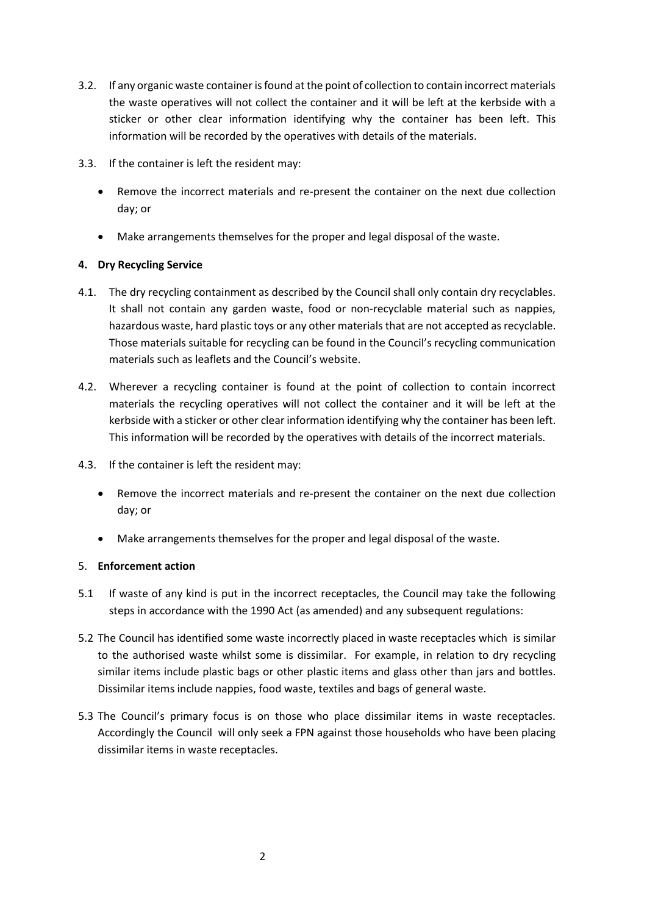3.2. If any organic waste container is found at the point of collection to contain incorrect materials the waste operatives will not collect the container and it will be left at the kerbside with a sticker or other clear information identifying why the container has been left. This information will be recorded by the operatives with details of the materials.

3.3. If the container is left the resident may:

- Remove the incorrect materials and re-present the container on the next due collection day; or
- Make arrangements themselves for the proper and legal disposal of the waste.

**4. Dry Recycling Service**

4.1. The dry recycling containment as described by the Council shall only contain dry recyclables. It shall not contain any garden waste, food or non-recyclable material such as nappies, hazardous waste, hard plastic toys or any other materials that are not accepted as recyclable. Those materials suitable for recycling can be found in the Council's recycling communication materials such as leaflets and the Council's website.

4.2. Wherever a recycling container is found at the point of collection to contain incorrect materials the recycling operatives will not collect the container and it will be left at the kerbside with a sticker or other clear information identifying why the container has been left. This information will be recorded by the operatives with details of the incorrect materials.

4.3. If the container is left the resident may:

- Remove the incorrect materials and re-present the container on the next due collection day; or
- Make arrangements themselves for the proper and legal disposal of the waste.

5. **Enforcement action**

5.1 If waste of any kind is put in the incorrect receptacles, the Council may take the following steps in accordance with the 1990 Act (as amended) and any subsequent regulations:

5.2 The Council has identified some waste incorrectly placed in waste receptacles which is similar to the authorised waste whilst some is dissimilar. For example, in relation to dry recycling similar items include plastic bags or other plastic items and glass other than jars and bottles. Dissimilar items include nappies, food waste, textiles and bags of general waste.

5.3 The Council's primary focus is on those who place dissimilar items in waste receptacles. Accordingly the Council will only seek a FPN against those households who have been placing dissimilar items in waste receptacles.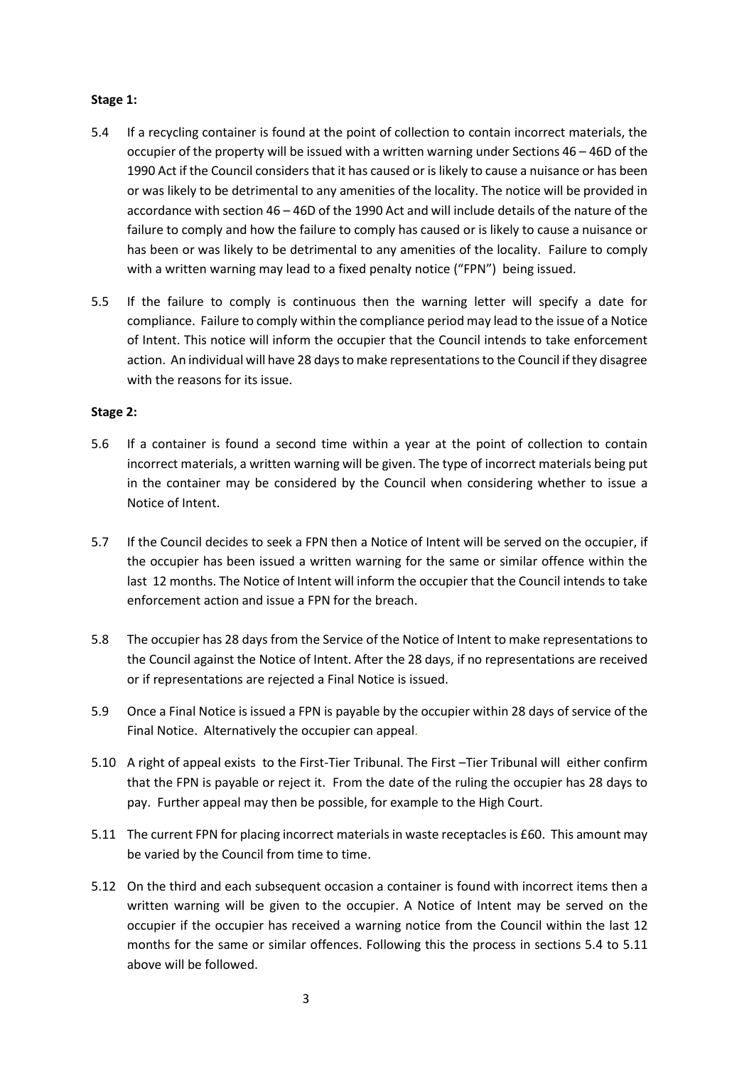**Stage 1:**

5.4 If a recycling container is found at the point of collection to contain incorrect materials, the occupier of the property will be issued with a written warning under Sections 46 – 46D of the 1990 Act if the Council considers that it has caused or is likely to cause a nuisance or has been or was likely to be detrimental to any amenities of the locality. The notice will be provided in accordance with section 46 – 46D of the 1990 Act and will include details of the nature of the failure to comply and how the failure to comply has caused or is likely to cause a nuisance or has been or was likely to be detrimental to any amenities of the locality. Failure to comply with a written warning may lead to a fixed penalty notice ("FPN") being issued.

5.5 If the failure to comply is continuous then the warning letter will specify a date for compliance. Failure to comply within the compliance period may lead to the issue of a Notice of Intent. This notice will inform the occupier that the Council intends to take enforcement action. An individual will have 28 days to make representations to the Council if they disagree with the reasons for its issue.

**Stage 2:**

5.6 If a container is found a second time within a year at the point of collection to contain incorrect materials, a written warning will be given. The type of incorrect materials being put in the container may be considered by the Council when considering whether to issue a Notice of Intent.

5.7 If the Council decides to seek a FPN then a Notice of Intent will be served on the occupier, if the occupier has been issued a written warning for the same or similar offence within the last 12 months. The Notice of Intent will inform the occupier that the Council intends to take enforcement action and issue a FPN for the breach.

5.8 The occupier has 28 days from the Service of the Notice of Intent to make representations to the Council against the Notice of Intent. After the 28 days, if no representations are received or if representations are rejected a Final Notice is issued.

5.9 Once a Final Notice is issued a FPN is payable by the occupier within 28 days of service of the Final Notice. Alternatively the occupier can appeal.

5.10 A right of appeal exists to the First-Tier Tribunal. The First –Tier Tribunal will either confirm that the FPN is payable or reject it. From the date of the ruling the occupier has 28 days to pay. Further appeal may then be possible, for example to the High Court.

5.11 The current FPN for placing incorrect materials in waste receptacles is £60. This amount may be varied by the Council from time to time.

5.12 On the third and each subsequent occasion a container is found with incorrect items then a written warning will be given to the occupier. A Notice of Intent may be served on the occupier if the occupier has received a warning notice from the Council within the last 12 months for the same or similar offences. Following this the process in sections 5.4 to 5.11 above will be followed.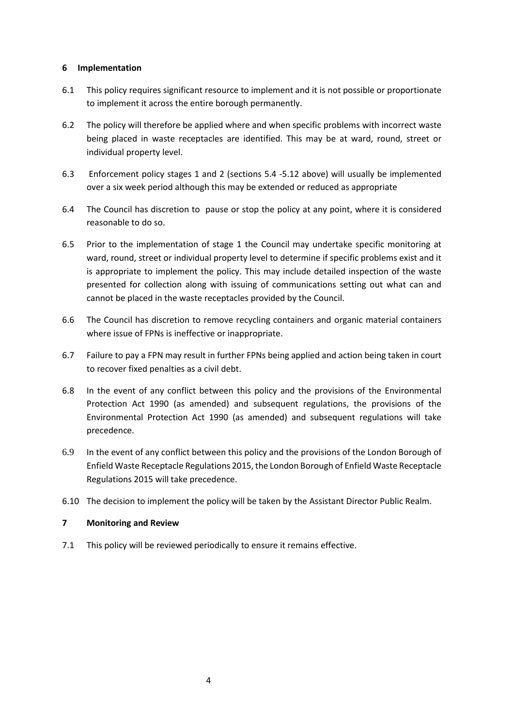## 6 Implementation

6.1 This policy requires significant resource to implement and it is not possible or proportionate to implement it across the entire borough permanently.

6.2 The policy will therefore be applied where and when specific problems with incorrect waste being placed in waste receptacles are identified. This may be at ward, round, street or individual property level.

6.3 Enforcement policy stages 1 and 2 (sections 5.4 -5.12 above) will usually be implemented over a six week period although this may be extended or reduced as appropriate

6.4 The Council has discretion to pause or stop the policy at any point, where it is considered reasonable to do so.

6.5 Prior to the implementation of stage 1 the Council may undertake specific monitoring at ward, round, street or individual property level to determine if specific problems exist and it is appropriate to implement the policy. This may include detailed inspection of the waste presented for collection along with issuing of communications setting out what can and cannot be placed in the waste receptacles provided by the Council.

6.6 The Council has discretion to remove recycling containers and organic material containers where issue of FPNs is ineffective or inappropriate.

6.7 Failure to pay a FPN may result in further FPNs being applied and action being taken in court to recover fixed penalties as a civil debt.

6.8 In the event of any conflict between this policy and the provisions of the Environmental Protection Act 1990 (as amended) and subsequent regulations, the provisions of the Environmental Protection Act 1990 (as amended) and subsequent regulations will take precedence.

6.9 In the event of any conflict between this policy and the provisions of the London Borough of Enfield Waste Receptacle Regulations 2015, the London Borough of Enfield Waste Receptacle Regulations 2015 will take precedence.

6.10 The decision to implement the policy will be taken by the Assistant Director Public Realm.

## 7 Monitoring and Review

7.1 This policy will be reviewed periodically to ensure it remains effective.